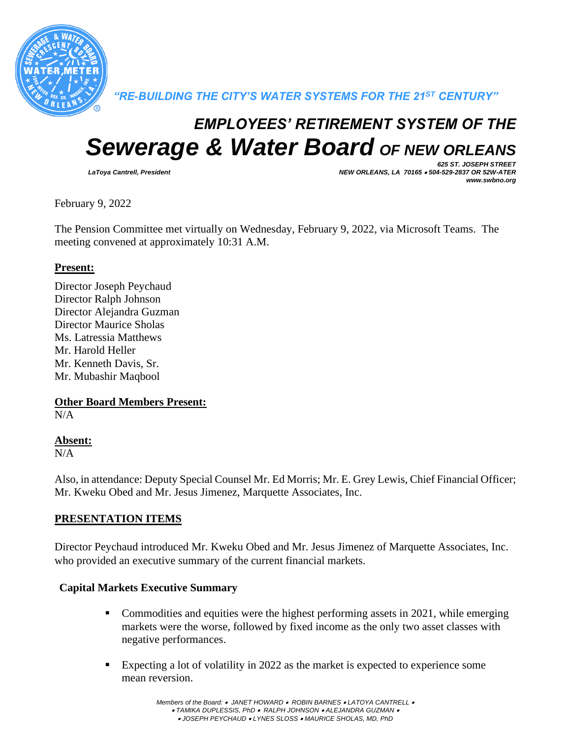*"RE-BUILDING THE CITY'S WATER SYSTEMS FOR THE 21ST CENTURY"*

# *EMPLOYEES' RETIREMENT SYSTEM OF THE Sewerage & Water Board OF NEW ORLEANS*

*LaToya Cantrell, President*

*625 ST. JOSEPH STREET*
*NEW ORLEANS, LA 70165 • 504-529-2837 OR 52W-ATER*
*www.swbno.org*

February 9, 2022

The Pension Committee met virtually on Wednesday, February 9, 2022, via Microsoft Teams. The meeting convened at approximately 10:31 A.M.

**Present:**

Director Joseph Peychaud
Director Ralph Johnson
Director Alejandra Guzman
Director Maurice Sholas
Ms. Latressia Matthews
Mr. Harold Heller
Mr. Kenneth Davis, Sr.
Mr. Mubashir Maqbool

**Other Board Members Present:**
N/A

**Absent:**
N/A

Also, in attendance: Deputy Special Counsel Mr. Ed Morris; Mr. E. Grey Lewis, Chief Financial Officer; Mr. Kweku Obed and Mr. Jesus Jimenez, Marquette Associates, Inc.

## PRESENTATION ITEMS

Director Peychaud introduced Mr. Kweku Obed and Mr. Jesus Jimenez of Marquette Associates, Inc. who provided an executive summary of the current financial markets.

### Capital Markets Executive Summary

- Commodities and equities were the highest performing assets in 2021, while emerging markets were the worse, followed by fixed income as the only two asset classes with negative performances.
- Expecting a lot of volatility in 2022 as the market is expected to experience some mean reversion.

*Members of the Board: • JANET HOWARD • ROBIN BARNES • LATOYA CANTRELL • • TAMIKA DUPLESSIS, PhD • RALPH JOHNSON • ALEJANDRA GUZMAN • • JOSEPH PEYCHAUD • LYNES SLOSS • MAURICE SHOLAS, MD, PhD*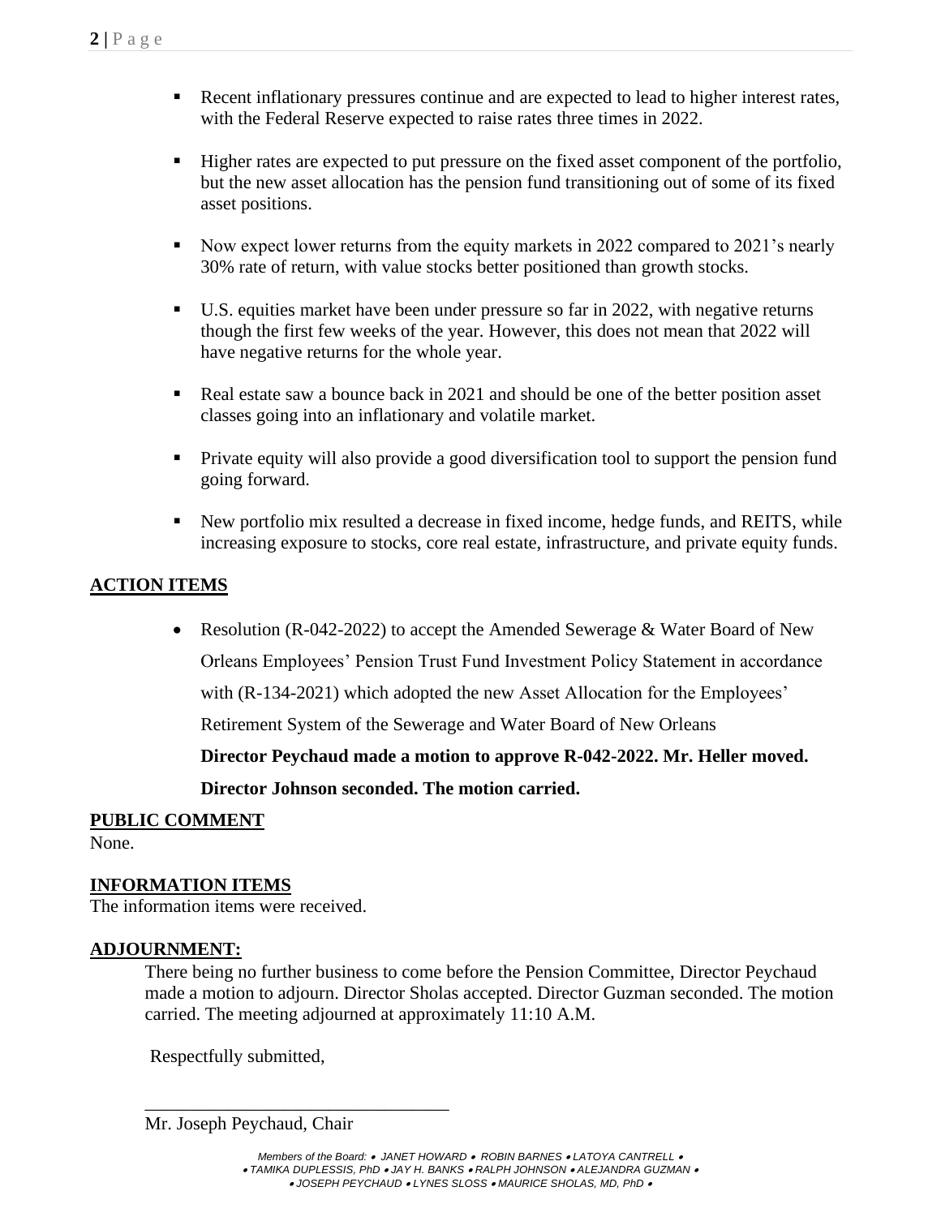- Recent inflationary pressures continue and are expected to lead to higher interest rates, with the Federal Reserve expected to raise rates three times in 2022.
- Higher rates are expected to put pressure on the fixed asset component of the portfolio, but the new asset allocation has the pension fund transitioning out of some of its fixed asset positions.
- Now expect lower returns from the equity markets in 2022 compared to 2021's nearly 30% rate of return, with value stocks better positioned than growth stocks.
- U.S. equities market have been under pressure so far in 2022, with negative returns though the first few weeks of the year. However, this does not mean that 2022 will have negative returns for the whole year.
- Real estate saw a bounce back in 2021 and should be one of the better position asset classes going into an inflationary and volatile market.
- Private equity will also provide a good diversification tool to support the pension fund going forward.
- New portfolio mix resulted a decrease in fixed income, hedge funds, and REITS, while increasing exposure to stocks, core real estate, infrastructure, and private equity funds.

## ACTION ITEMS

- Resolution (R-042-2022) to accept the Amended Sewerage & Water Board of New Orleans Employees' Pension Trust Fund Investment Policy Statement in accordance with (R-134-2021) which adopted the new Asset Allocation for the Employees' Retirement System of the Sewerage and Water Board of New Orleans

  **Director Peychaud made a motion to approve R-042-2022. Mr. Heller moved. Director Johnson seconded. The motion carried.**

## PUBLIC COMMENT

None.

## INFORMATION ITEMS

The information items were received.

## ADJOURNMENT:

There being no further business to come before the Pension Committee, Director Peychaud made a motion to adjourn. Director Sholas accepted. Director Guzman seconded. The motion carried. The meeting adjourned at approximately 11:10 A.M.

Respectfully submitted,

\_\_\_\_\_\_\_\_\_\_\_\_\_\_\_\_\_\_\_\_\_\_\_\_\_\_\_\_\_\_\_\_\_\_

Mr. Joseph Peychaud, Chair

*Members of the Board: • JANET HOWARD • ROBIN BARNES • LATOYA CANTRELL • • TAMIKA DUPLESSIS, PhD • JAY H. BANKS • RALPH JOHNSON • ALEJANDRA GUZMAN • • JOSEPH PEYCHAUD • LYNES SLOSS • MAURICE SHOLAS, MD, PhD •*